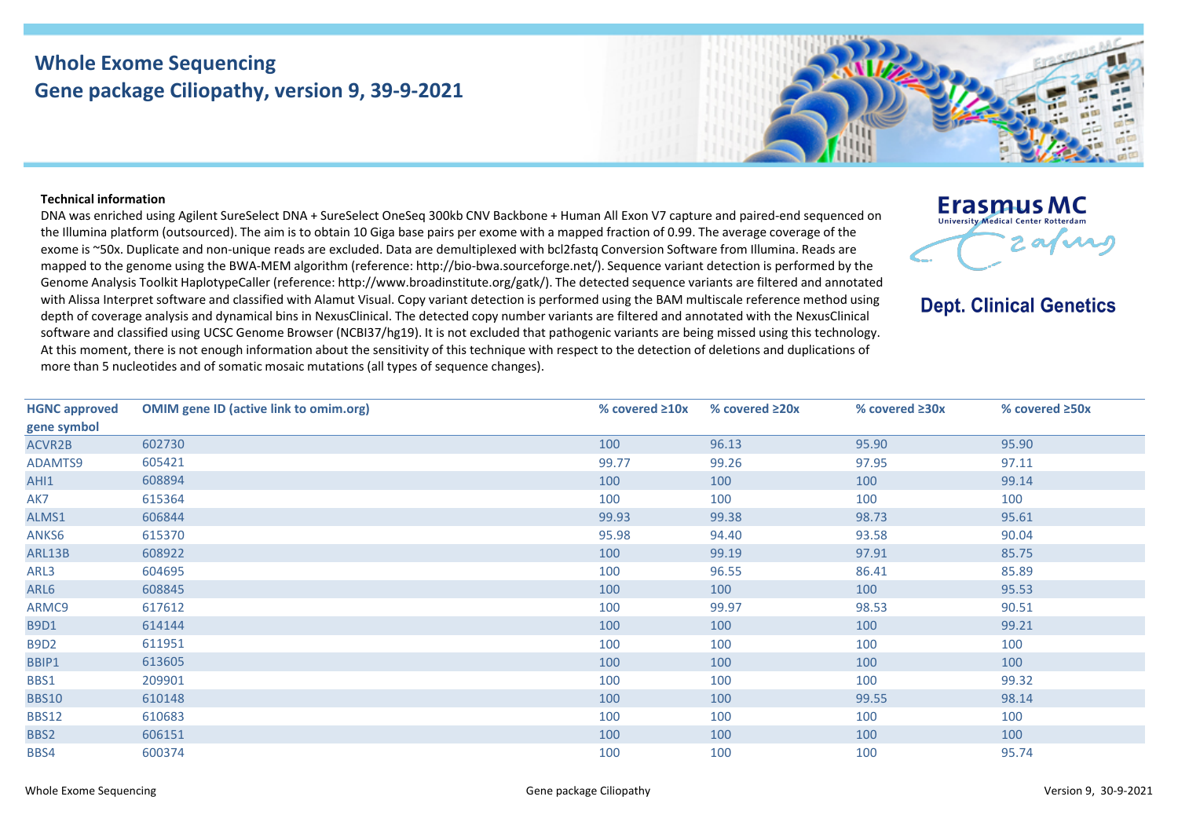# Whole Exome Sequencing
## Gene package Ciliopathy, version 9, 39-9-2021

Erasmus MC
University Medical Center Rotterdam

**Dept. Clinical Genetics**

**Technical information**

DNA was enriched using Agilent SureSelect DNA + SureSelect OneSeq 300kb CNV Backbone + Human All Exon V7 capture and paired-end sequenced on the Illumina platform (outsourced). The aim is to obtain 10 Giga base pairs per exome with a mapped fraction of 0.99. The average coverage of the exome is ~50x. Duplicate and non-unique reads are excluded. Data are demultiplexed with bcl2fastq Conversion Software from Illumina. Reads are mapped to the genome using the BWA-MEM algorithm (reference: http://bio-bwa.sourceforge.net/). Sequence variant detection is performed by the Genome Analysis Toolkit HaplotypeCaller (reference: http://www.broadinstitute.org/gatk/). The detected sequence variants are filtered and annotated with Alissa Interpret software and classified with Alamut Visual. Copy variant detection is performed using the BAM multiscale reference method using depth of coverage analysis and dynamical bins in NexusClinical. The detected copy number variants are filtered and annotated with the NexusClinical software and classified using UCSC Genome Browser (NCBI37/hg19). It is not excluded that pathogenic variants are being missed using this technology. At this moment, there is not enough information about the sensitivity of this technique with respect to the detection of deletions and duplications of more than 5 nucleotides and of somatic mosaic mutations (all types of sequence changes).

| HGNC approved gene symbol | OMIM gene ID (active link to omim.org) | % covered ≥10x | % covered ≥20x | % covered ≥30x | % covered ≥50x |
|---|---|---|---|---|---|
| ACVR2B | 602730 | 100 | 96.13 | 95.90 | 95.90 |
| ADAMTS9 | 605421 | 99.77 | 99.26 | 97.95 | 97.11 |
| AHI1 | 608894 | 100 | 100 | 100 | 99.14 |
| AK7 | 615364 | 100 | 100 | 100 | 100 |
| ALMS1 | 606844 | 99.93 | 99.38 | 98.73 | 95.61 |
| ANKS6 | 615370 | 95.98 | 94.40 | 93.58 | 90.04 |
| ARL13B | 608922 | 100 | 99.19 | 97.91 | 85.75 |
| ARL3 | 604695 | 100 | 96.55 | 86.41 | 85.89 |
| ARL6 | 608845 | 100 | 100 | 100 | 95.53 |
| ARMC9 | 617612 | 100 | 99.97 | 98.53 | 90.51 |
| B9D1 | 614144 | 100 | 100 | 100 | 99.21 |
| B9D2 | 611951 | 100 | 100 | 100 | 100 |
| BBIP1 | 613605 | 100 | 100 | 100 | 100 |
| BBS1 | 209901 | 100 | 100 | 100 | 99.32 |
| BBS10 | 610148 | 100 | 100 | 99.55 | 98.14 |
| BBS12 | 610683 | 100 | 100 | 100 | 100 |
| BBS2 | 606151 | 100 | 100 | 100 | 100 |
| BBS4 | 600374 | 100 | 100 | 100 | 95.74 |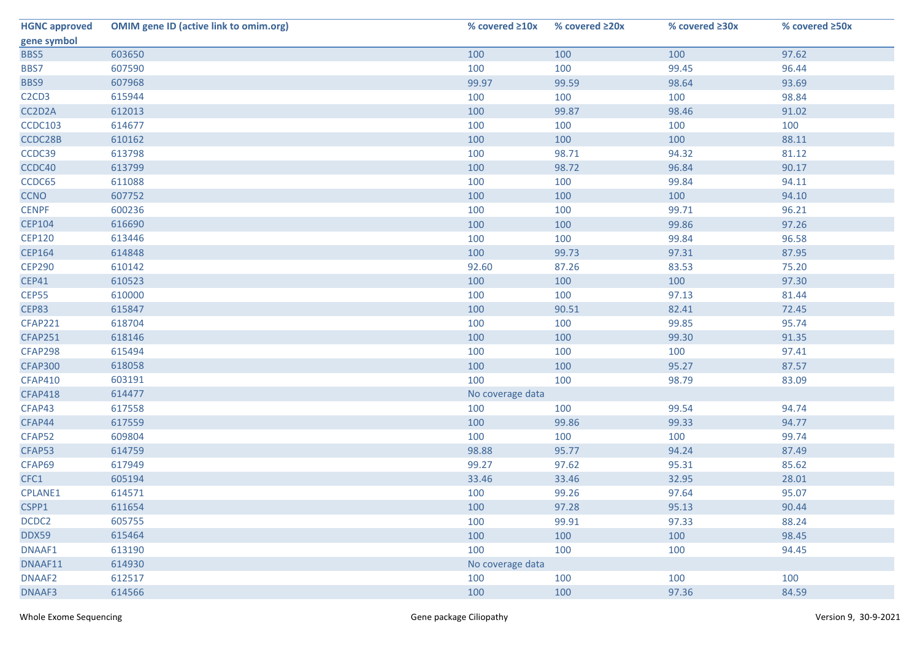| HGNC approved gene symbol | OMIM gene ID (active link to omim.org) | % covered ≥10x | % covered ≥20x | % covered ≥30x | % covered ≥50x |
|---|---|---|---|---|---|
| BBS5 | 603650 | 100 | 100 | 100 | 97.62 |
| BBS7 | 607590 | 100 | 100 | 99.45 | 96.44 |
| BBS9 | 607968 | 99.97 | 99.59 | 98.64 | 93.69 |
| C2CD3 | 615944 | 100 | 100 | 100 | 98.84 |
| CC2D2A | 612013 | 100 | 99.87 | 98.46 | 91.02 |
| CCDC103 | 614677 | 100 | 100 | 100 | 100 |
| CCDC28B | 610162 | 100 | 100 | 100 | 88.11 |
| CCDC39 | 613798 | 100 | 98.71 | 94.32 | 81.12 |
| CCDC40 | 613799 | 100 | 98.72 | 96.84 | 90.17 |
| CCDC65 | 611088 | 100 | 100 | 99.84 | 94.11 |
| CCNO | 607752 | 100 | 100 | 100 | 94.10 |
| CENPF | 600236 | 100 | 100 | 99.71 | 96.21 |
| CEP104 | 616690 | 100 | 100 | 99.86 | 97.26 |
| CEP120 | 613446 | 100 | 100 | 99.84 | 96.58 |
| CEP164 | 614848 | 100 | 99.73 | 97.31 | 87.95 |
| CEP290 | 610142 | 92.60 | 87.26 | 83.53 | 75.20 |
| CEP41 | 610523 | 100 | 100 | 100 | 97.30 |
| CEP55 | 610000 | 100 | 100 | 97.13 | 81.44 |
| CEP83 | 615847 | 100 | 90.51 | 82.41 | 72.45 |
| CFAP221 | 618704 | 100 | 100 | 99.85 | 95.74 |
| CFAP251 | 618146 | 100 | 100 | 99.30 | 91.35 |
| CFAP298 | 615494 | 100 | 100 | 100 | 97.41 |
| CFAP300 | 618058 | 100 | 100 | 95.27 | 87.57 |
| CFAP410 | 603191 | 100 | 100 | 98.79 | 83.09 |
| CFAP418 | 614477 | No coverage data | | | |
| CFAP43 | 617558 | 100 | 100 | 99.54 | 94.74 |
| CFAP44 | 617559 | 100 | 99.86 | 99.33 | 94.77 |
| CFAP52 | 609804 | 100 | 100 | 100 | 99.74 |
| CFAP53 | 614759 | 98.88 | 95.77 | 94.24 | 87.49 |
| CFAP69 | 617949 | 99.27 | 97.62 | 95.31 | 85.62 |
| CFC1 | 605194 | 33.46 | 33.46 | 32.95 | 28.01 |
| CPLANE1 | 614571 | 100 | 99.26 | 97.64 | 95.07 |
| CSPP1 | 611654 | 100 | 97.28 | 95.13 | 90.44 |
| DCDC2 | 605755 | 100 | 99.91 | 97.33 | 88.24 |
| DDX59 | 615464 | 100 | 100 | 100 | 98.45 |
| DNAAF1 | 613190 | 100 | 100 | 100 | 94.45 |
| DNAAF11 | 614930 | No coverage data | | | |
| DNAAF2 | 612517 | 100 | 100 | 100 | 100 |
| DNAAF3 | 614566 | 100 | 100 | 97.36 | 84.59 |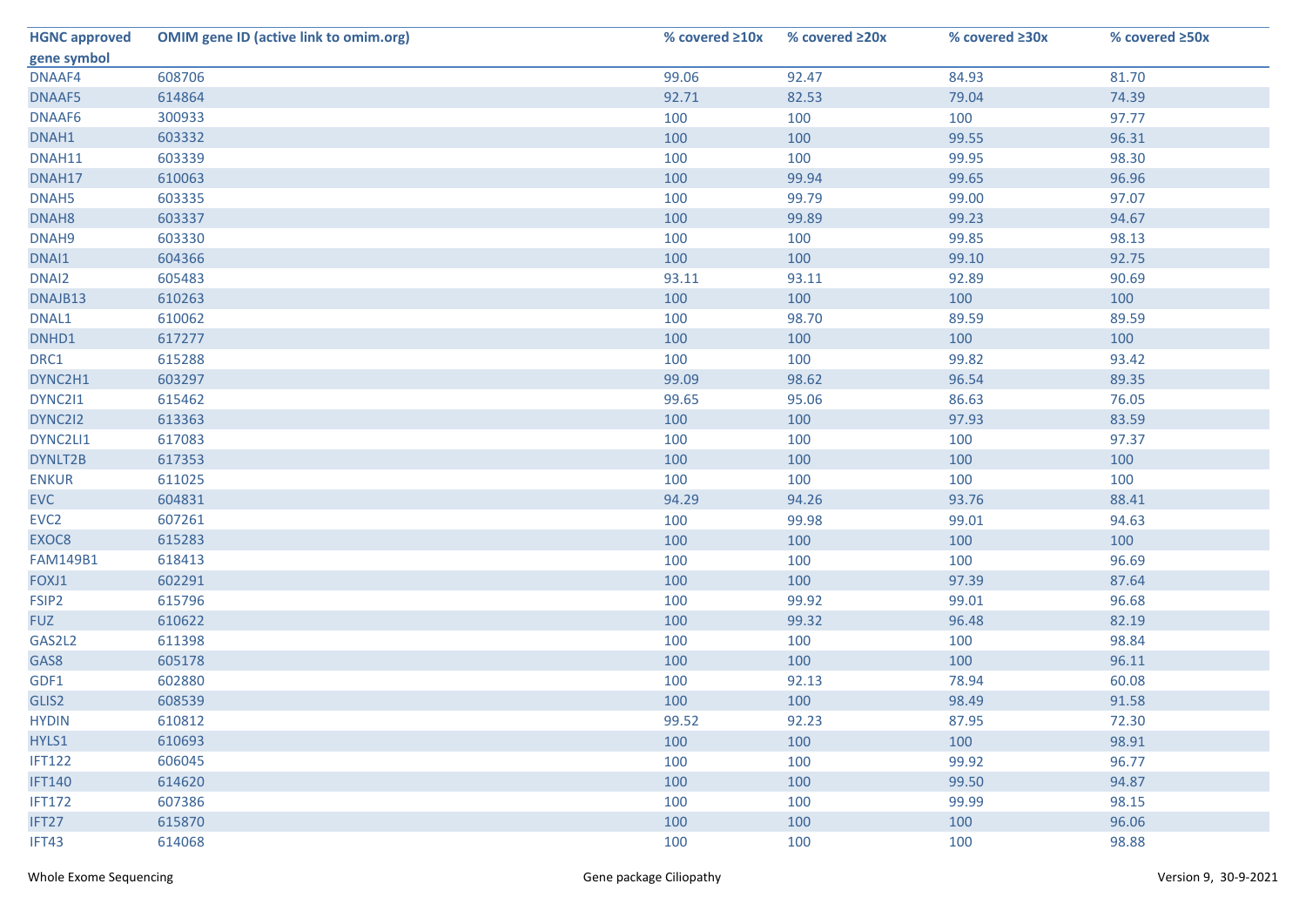| HGNC approved gene symbol | OMIM gene ID (active link to omim.org) | % covered ≥10x | % covered ≥20x | % covered ≥30x | % covered ≥50x |
|---|---|---|---|---|---|
| DNAAF4 | 608706 | 99.06 | 92.47 | 84.93 | 81.70 |
| DNAAF5 | 614864 | 92.71 | 82.53 | 79.04 | 74.39 |
| DNAAF6 | 300933 | 100 | 100 | 100 | 97.77 |
| DNAH1 | 603332 | 100 | 100 | 99.55 | 96.31 |
| DNAH11 | 603339 | 100 | 100 | 99.95 | 98.30 |
| DNAH17 | 610063 | 100 | 99.94 | 99.65 | 96.96 |
| DNAH5 | 603335 | 100 | 99.79 | 99.00 | 97.07 |
| DNAH8 | 603337 | 100 | 99.89 | 99.23 | 94.67 |
| DNAH9 | 603330 | 100 | 100 | 99.85 | 98.13 |
| DNAI1 | 604366 | 100 | 100 | 99.10 | 92.75 |
| DNAI2 | 605483 | 93.11 | 93.11 | 92.89 | 90.69 |
| DNAJB13 | 610263 | 100 | 100 | 100 | 100 |
| DNAL1 | 610062 | 100 | 98.70 | 89.59 | 89.59 |
| DNHD1 | 617277 | 100 | 100 | 100 | 100 |
| DRC1 | 615288 | 100 | 100 | 99.82 | 93.42 |
| DYNC2H1 | 603297 | 99.09 | 98.62 | 96.54 | 89.35 |
| DYNC2I1 | 615462 | 99.65 | 95.06 | 86.63 | 76.05 |
| DYNC2I2 | 613363 | 100 | 100 | 97.93 | 83.59 |
| DYNC2LI1 | 617083 | 100 | 100 | 100 | 97.37 |
| DYNLT2B | 617353 | 100 | 100 | 100 | 100 |
| ENKUR | 611025 | 100 | 100 | 100 | 100 |
| EVC | 604831 | 94.29 | 94.26 | 93.76 | 88.41 |
| EVC2 | 607261 | 100 | 99.98 | 99.01 | 94.63 |
| EXOC8 | 615283 | 100 | 100 | 100 | 100 |
| FAM149B1 | 618413 | 100 | 100 | 100 | 96.69 |
| FOXJ1 | 602291 | 100 | 100 | 97.39 | 87.64 |
| FSIP2 | 615796 | 100 | 99.92 | 99.01 | 96.68 |
| FUZ | 610622 | 100 | 99.32 | 96.48 | 82.19 |
| GAS2L2 | 611398 | 100 | 100 | 100 | 98.84 |
| GAS8 | 605178 | 100 | 100 | 100 | 96.11 |
| GDF1 | 602880 | 100 | 92.13 | 78.94 | 60.08 |
| GLIS2 | 608539 | 100 | 100 | 98.49 | 91.58 |
| HYDIN | 610812 | 99.52 | 92.23 | 87.95 | 72.30 |
| HYLS1 | 610693 | 100 | 100 | 100 | 98.91 |
| IFT122 | 606045 | 100 | 100 | 99.92 | 96.77 |
| IFT140 | 614620 | 100 | 100 | 99.50 | 94.87 |
| IFT172 | 607386 | 100 | 100 | 99.99 | 98.15 |
| IFT27 | 615870 | 100 | 100 | 100 | 96.06 |
| IFT43 | 614068 | 100 | 100 | 100 | 98.88 |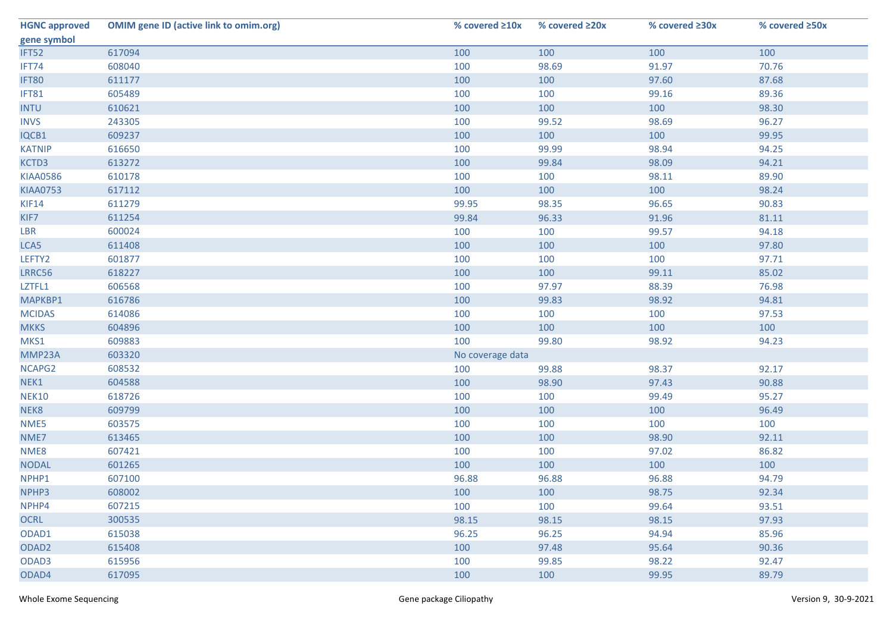| HGNC approved gene symbol | OMIM gene ID (active link to omim.org) | % covered ≥10x | % covered ≥20x | % covered ≥30x | % covered ≥50x |
|---|---|---|---|---|---|
| IFT52 | 617094 | 100 | 100 | 100 | 100 |
| IFT74 | 608040 | 100 | 98.69 | 91.97 | 70.76 |
| IFT80 | 611177 | 100 | 100 | 97.60 | 87.68 |
| IFT81 | 605489 | 100 | 100 | 99.16 | 89.36 |
| INTU | 610621 | 100 | 100 | 100 | 98.30 |
| INVS | 243305 | 100 | 99.52 | 98.69 | 96.27 |
| IQCB1 | 609237 | 100 | 100 | 100 | 99.95 |
| KATNIP | 616650 | 100 | 99.99 | 98.94 | 94.25 |
| KCTD3 | 613272 | 100 | 99.84 | 98.09 | 94.21 |
| KIAA0586 | 610178 | 100 | 100 | 98.11 | 89.90 |
| KIAA0753 | 617112 | 100 | 100 | 100 | 98.24 |
| KIF14 | 611279 | 99.95 | 98.35 | 96.65 | 90.83 |
| KIF7 | 611254 | 99.84 | 96.33 | 91.96 | 81.11 |
| LBR | 600024 | 100 | 100 | 99.57 | 94.18 |
| LCA5 | 611408 | 100 | 100 | 100 | 97.80 |
| LEFTY2 | 601877 | 100 | 100 | 100 | 97.71 |
| LRRC56 | 618227 | 100 | 100 | 99.11 | 85.02 |
| LZTFL1 | 606568 | 100 | 97.97 | 88.39 | 76.98 |
| MAPKBP1 | 616786 | 100 | 99.83 | 98.92 | 94.81 |
| MCIDAS | 614086 | 100 | 100 | 100 | 97.53 |
| MKKS | 604896 | 100 | 100 | 100 | 100 |
| MKS1 | 609883 | 100 | 99.80 | 98.92 | 94.23 |
| MMP23A | 603320 | No coverage data | | | |
| NCAPG2 | 608532 | 100 | 99.88 | 98.37 | 92.17 |
| NEK1 | 604588 | 100 | 98.90 | 97.43 | 90.88 |
| NEK10 | 618726 | 100 | 100 | 99.49 | 95.27 |
| NEK8 | 609799 | 100 | 100 | 100 | 96.49 |
| NME5 | 603575 | 100 | 100 | 100 | 100 |
| NME7 | 613465 | 100 | 100 | 98.90 | 92.11 |
| NME8 | 607421 | 100 | 100 | 97.02 | 86.82 |
| NODAL | 601265 | 100 | 100 | 100 | 100 |
| NPHP1 | 607100 | 96.88 | 96.88 | 96.88 | 94.79 |
| NPHP3 | 608002 | 100 | 100 | 98.75 | 92.34 |
| NPHP4 | 607215 | 100 | 100 | 99.64 | 93.51 |
| OCRL | 300535 | 98.15 | 98.15 | 98.15 | 97.93 |
| ODAD1 | 615038 | 96.25 | 96.25 | 94.94 | 85.96 |
| ODAD2 | 615408 | 100 | 97.48 | 95.64 | 90.36 |
| ODAD3 | 615956 | 100 | 99.85 | 98.22 | 92.47 |
| ODAD4 | 617095 | 100 | 100 | 99.95 | 89.79 |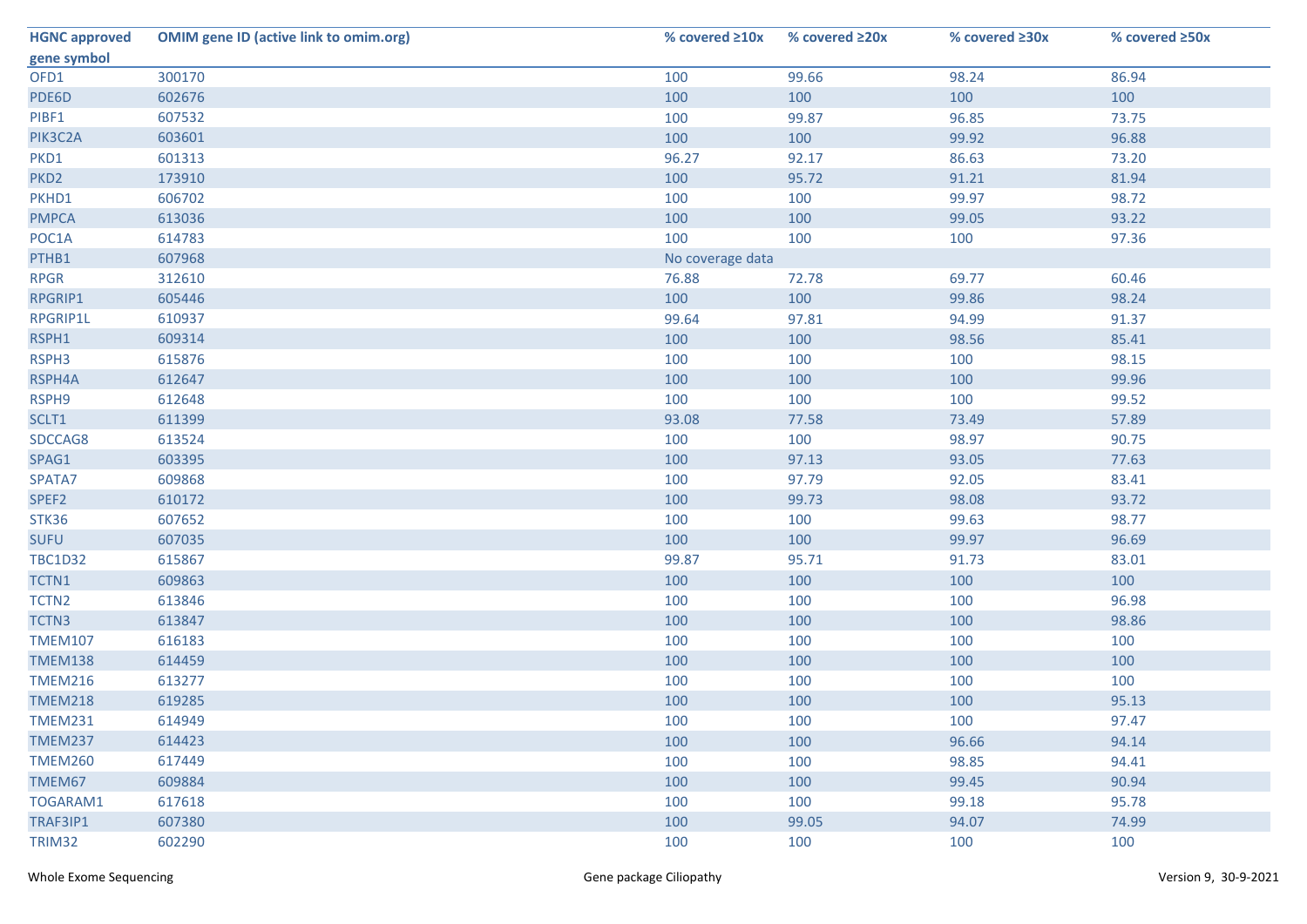| HGNC approved gene symbol | OMIM gene ID (active link to omim.org) | % covered ≥10x | % covered ≥20x | % covered ≥30x | % covered ≥50x |
|---|---|---|---|---|---|
| OFD1 | 300170 | 100 | 99.66 | 98.24 | 86.94 |
| PDE6D | 602676 | 100 | 100 | 100 | 100 |
| PIBF1 | 607532 | 100 | 99.87 | 96.85 | 73.75 |
| PIK3C2A | 603601 | 100 | 100 | 99.92 | 96.88 |
| PKD1 | 601313 | 96.27 | 92.17 | 86.63 | 73.20 |
| PKD2 | 173910 | 100 | 95.72 | 91.21 | 81.94 |
| PKHD1 | 606702 | 100 | 100 | 99.97 | 98.72 |
| PMPCA | 613036 | 100 | 100 | 99.05 | 93.22 |
| POC1A | 614783 | 100 | 100 | 100 | 97.36 |
| PTHB1 | 607968 | No coverage data | | | |
| RPGR | 312610 | 76.88 | 72.78 | 69.77 | 60.46 |
| RPGRIP1 | 605446 | 100 | 100 | 99.86 | 98.24 |
| RPGRIP1L | 610937 | 99.64 | 97.81 | 94.99 | 91.37 |
| RSPH1 | 609314 | 100 | 100 | 98.56 | 85.41 |
| RSPH3 | 615876 | 100 | 100 | 100 | 98.15 |
| RSPH4A | 612647 | 100 | 100 | 100 | 99.96 |
| RSPH9 | 612648 | 100 | 100 | 100 | 99.52 |
| SCLT1 | 611399 | 93.08 | 77.58 | 73.49 | 57.89 |
| SDCCAG8 | 613524 | 100 | 100 | 98.97 | 90.75 |
| SPAG1 | 603395 | 100 | 97.13 | 93.05 | 77.63 |
| SPATA7 | 609868 | 100 | 97.79 | 92.05 | 83.41 |
| SPEF2 | 610172 | 100 | 99.73 | 98.08 | 93.72 |
| STK36 | 607652 | 100 | 100 | 99.63 | 98.77 |
| SUFU | 607035 | 100 | 100 | 99.97 | 96.69 |
| TBC1D32 | 615867 | 99.87 | 95.71 | 91.73 | 83.01 |
| TCTN1 | 609863 | 100 | 100 | 100 | 100 |
| TCTN2 | 613846 | 100 | 100 | 100 | 96.98 |
| TCTN3 | 613847 | 100 | 100 | 100 | 98.86 |
| TMEM107 | 616183 | 100 | 100 | 100 | 100 |
| TMEM138 | 614459 | 100 | 100 | 100 | 100 |
| TMEM216 | 613277 | 100 | 100 | 100 | 100 |
| TMEM218 | 619285 | 100 | 100 | 100 | 95.13 |
| TMEM231 | 614949 | 100 | 100 | 100 | 97.47 |
| TMEM237 | 614423 | 100 | 100 | 96.66 | 94.14 |
| TMEM260 | 617449 | 100 | 100 | 98.85 | 94.41 |
| TMEM67 | 609884 | 100 | 100 | 99.45 | 90.94 |
| TOGARAM1 | 617618 | 100 | 100 | 99.18 | 95.78 |
| TRAF3IP1 | 607380 | 100 | 99.05 | 94.07 | 74.99 |
| TRIM32 | 602290 | 100 | 100 | 100 | 100 |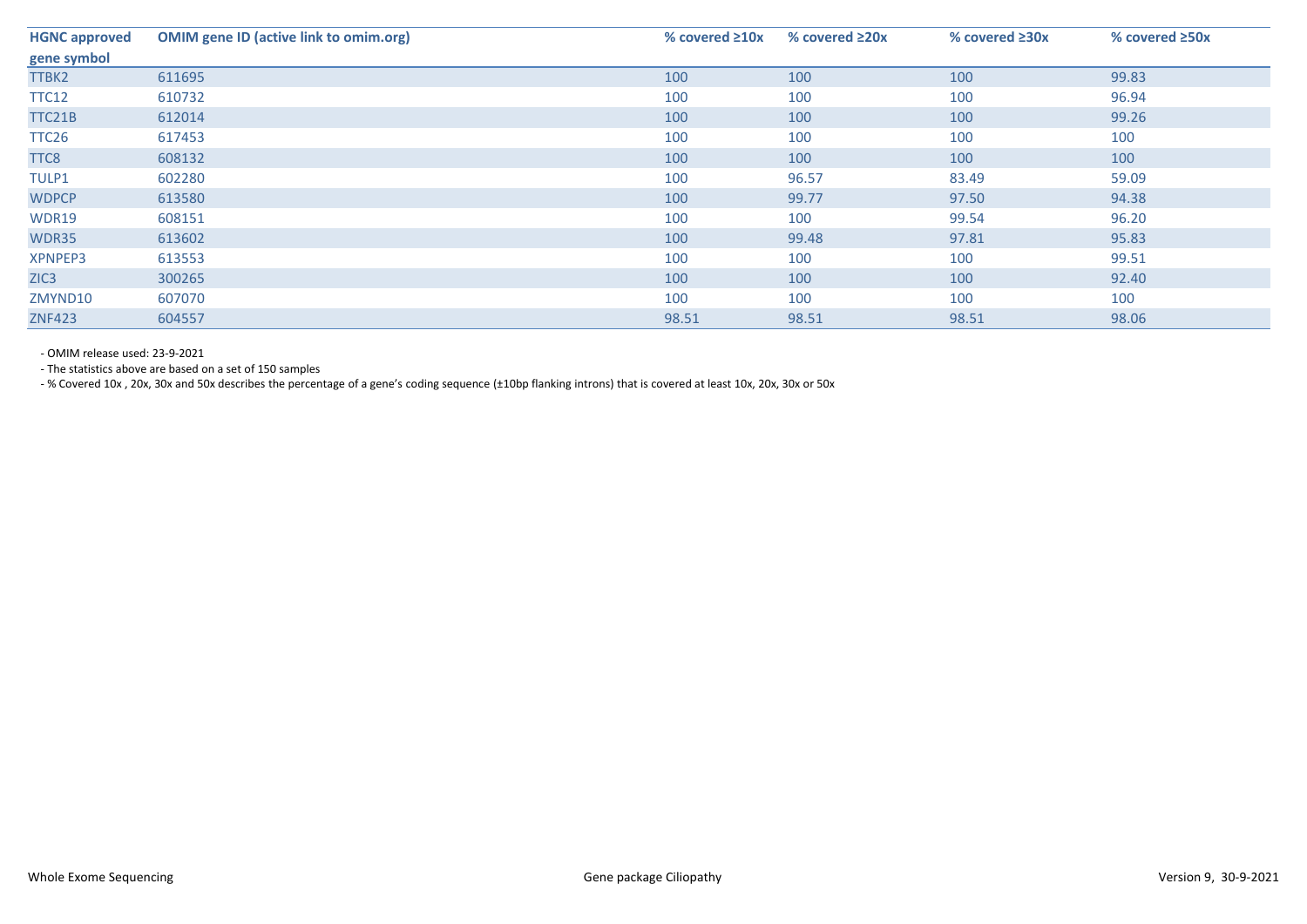| HGNC approved gene symbol | OMIM gene ID (active link to omim.org) | % covered ≥10x | % covered ≥20x | % covered ≥30x | % covered ≥50x |
|---|---|---|---|---|---|
| TTBK2 | 611695 | 100 | 100 | 100 | 99.83 |
| TTC12 | 610732 | 100 | 100 | 100 | 96.94 |
| TTC21B | 612014 | 100 | 100 | 100 | 99.26 |
| TTC26 | 617453 | 100 | 100 | 100 | 100 |
| TTC8 | 608132 | 100 | 100 | 100 | 100 |
| TULP1 | 602280 | 100 | 96.57 | 83.49 | 59.09 |
| WDPCP | 613580 | 100 | 99.77 | 97.50 | 94.38 |
| WDR19 | 608151 | 100 | 100 | 99.54 | 96.20 |
| WDR35 | 613602 | 100 | 99.48 | 97.81 | 95.83 |
| XPNPEP3 | 613553 | 100 | 100 | 100 | 99.51 |
| ZIC3 | 300265 | 100 | 100 | 100 | 92.40 |
| ZMYND10 | 607070 | 100 | 100 | 100 | 100 |
| ZNF423 | 604557 | 98.51 | 98.51 | 98.51 | 98.06 |

- OMIM release used: 23-9-2021
- The statistics above are based on a set of 150 samples
- % Covered 10x , 20x, 30x and 50x describes the percentage of a gene's coding sequence (±10bp flanking introns) that is covered at least 10x, 20x, 30x or 50x